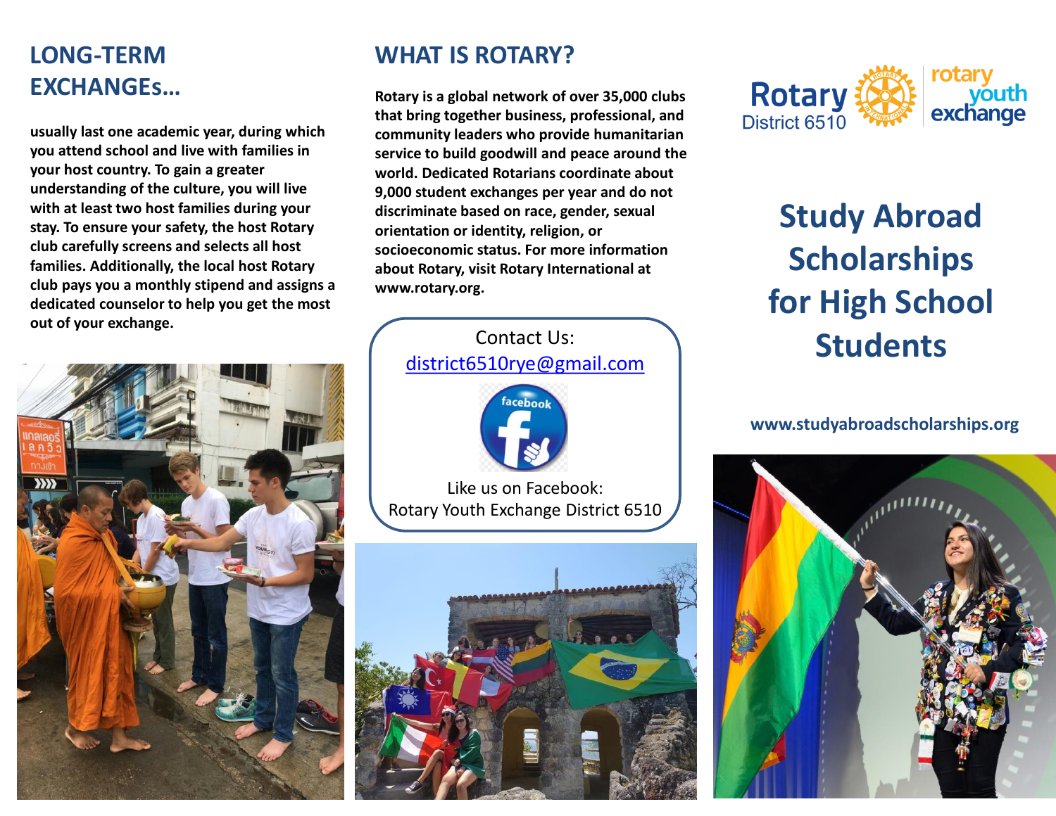## LONG-TERM EXCHANGEs…

**usually last one academic year, during which you attend school and live with families in your host country. To gain a greater understanding of the culture, you will live with at least two host families during your stay. To ensure your safety, the host Rotary club carefully screens and selects all host families. Additionally, the local host Rotary club pays you a monthly stipend and assigns a dedicated counselor to help you get the most out of your exchange.**

## WHAT IS ROTARY?

**Rotary is a global network of over 35,000 clubs that bring together business, professional, and community leaders who provide humanitarian service to build goodwill and peace around the world. Dedicated Rotarians coordinate about 9,000 student exchanges per year and do not discriminate based on race, gender, sexual orientation or identity, religion, or socioeconomic status. For more information about Rotary, visit Rotary International at www.rotary.org.**

Contact Us:
district6510rye@gmail.com

Like us on Facebook:
Rotary Youth Exchange District 6510

Rotary District 6510 | rotary youth exchange

# Study Abroad Scholarships for High School Students

**www.studyabroadscholarships.org**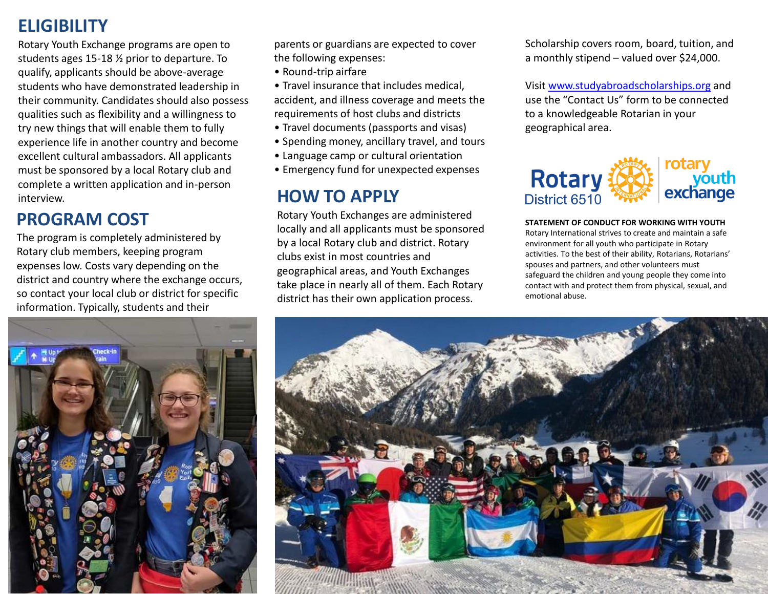## ELIGIBILITY

Rotary Youth Exchange programs are open to students ages 15-18 ½ prior to departure. To qualify, applicants should be above-average students who have demonstrated leadership in their community. Candidates should also possess qualities such as flexibility and a willingness to try new things that will enable them to fully experience life in another country and become excellent cultural ambassadors. All applicants must be sponsored by a local Rotary club and complete a written application and in-person interview.

## PROGRAM COST

The program is completely administered by Rotary club members, keeping program expenses low. Costs vary depending on the district and country where the exchange occurs, so contact your local club or district for specific information. Typically, students and their parents or guardians are expected to cover the following expenses:

- Round-trip airfare
- Travel insurance that includes medical, accident, and illness coverage and meets the requirements of host clubs and districts
- Travel documents (passports and visas)
- Spending money, ancillary travel, and tours
- Language camp or cultural orientation
- Emergency fund for unexpected expenses

## HOW TO APPLY

Rotary Youth Exchanges are administered locally and all applicants must be sponsored by a local Rotary club and district. Rotary clubs exist in most countries and geographical areas, and Youth Exchanges take place in nearly all of them. Each Rotary district has their own application process.

Scholarship covers room, board, tuition, and a monthly stipend – valued over $24,000.

Visit www.studyabroadscholarships.org and use the "Contact Us" form to be connected to a knowledgeable Rotarian in your geographical area.

Rotary District 6510

rotary youth exchange

**STATEMENT OF CONDUCT FOR WORKING WITH YOUTH**

Rotary International strives to create and maintain a safe environment for all youth who participate in Rotary activities. To the best of their ability, Rotarians, Rotarians' spouses and partners, and other volunteers must safeguard the children and young people they come into contact with and protect them from physical, sexual, and emotional abuse.